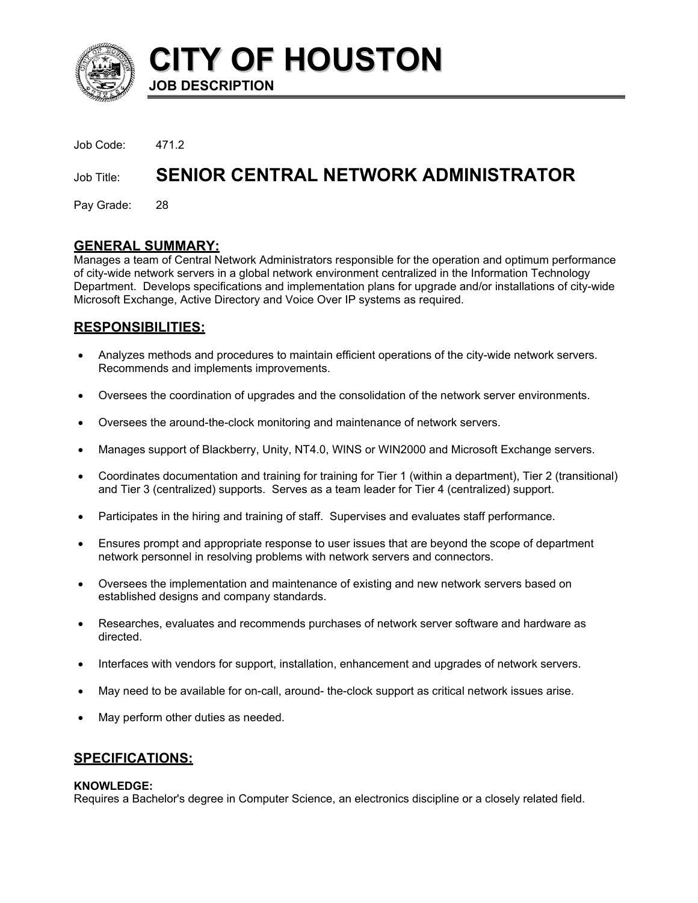# CITY OF HOUSTON

**JOB DESCRIPTION**

Job Code: 471.2

Job Title: **SENIOR CENTRAL NETWORK ADMINISTRATOR**

Pay Grade: 28

## GENERAL SUMMARY:

Manages a team of Central Network Administrators responsible for the operation and optimum performance of city-wide network servers in a global network environment centralized in the Information Technology Department. Develops specifications and implementation plans for upgrade and/or installations of city-wide Microsoft Exchange, Active Directory and Voice Over IP systems as required.

## RESPONSIBILITIES:

- Analyzes methods and procedures to maintain efficient operations of the city-wide network servers. Recommends and implements improvements.
- Oversees the coordination of upgrades and the consolidation of the network server environments.
- Oversees the around-the-clock monitoring and maintenance of network servers.
- Manages support of Blackberry, Unity, NT4.0, WINS or WIN2000 and Microsoft Exchange servers.
- Coordinates documentation and training for training for Tier 1 (within a department), Tier 2 (transitional) and Tier 3 (centralized) supports. Serves as a team leader for Tier 4 (centralized) support.
- Participates in the hiring and training of staff. Supervises and evaluates staff performance.
- Ensures prompt and appropriate response to user issues that are beyond the scope of department network personnel in resolving problems with network servers and connectors.
- Oversees the implementation and maintenance of existing and new network servers based on established designs and company standards.
- Researches, evaluates and recommends purchases of network server software and hardware as directed.
- Interfaces with vendors for support, installation, enhancement and upgrades of network servers.
- May need to be available for on-call, around- the-clock support as critical network issues arise.
- May perform other duties as needed.

## SPECIFICATIONS:

**KNOWLEDGE:**

Requires a Bachelor's degree in Computer Science, an electronics discipline or a closely related field.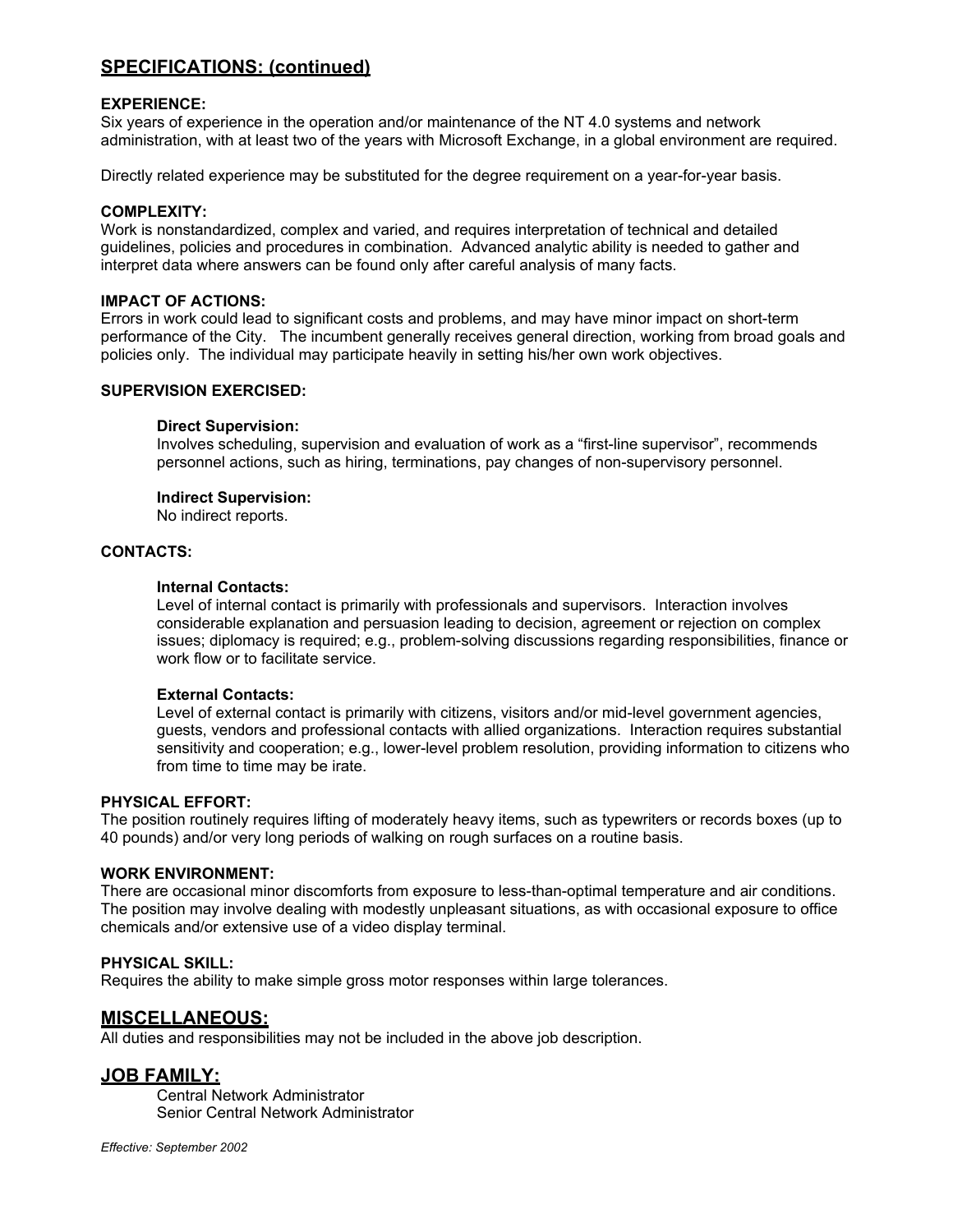## SPECIFICATIONS: (continued)

**EXPERIENCE:**
Six years of experience in the operation and/or maintenance of the NT 4.0 systems and network administration, with at least two of the years with Microsoft Exchange, in a global environment are required.

Directly related experience may be substituted for the degree requirement on a year-for-year basis.

**COMPLEXITY:**
Work is nonstandardized, complex and varied, and requires interpretation of technical and detailed guidelines, policies and procedures in combination. Advanced analytic ability is needed to gather and interpret data where answers can be found only after careful analysis of many facts.

**IMPACT OF ACTIONS:**
Errors in work could lead to significant costs and problems, and may have minor impact on short-term performance of the City. The incumbent generally receives general direction, working from broad goals and policies only. The individual may participate heavily in setting his/her own work objectives.

**SUPERVISION EXERCISED:**

**Direct Supervision:**
Involves scheduling, supervision and evaluation of work as a "first-line supervisor", recommends personnel actions, such as hiring, terminations, pay changes of non-supervisory personnel.

**Indirect Supervision:**
No indirect reports.

**CONTACTS:**

**Internal Contacts:**
Level of internal contact is primarily with professionals and supervisors. Interaction involves considerable explanation and persuasion leading to decision, agreement or rejection on complex issues; diplomacy is required; e.g., problem-solving discussions regarding responsibilities, finance or work flow or to facilitate service.

**External Contacts:**
Level of external contact is primarily with citizens, visitors and/or mid-level government agencies, guests, vendors and professional contacts with allied organizations. Interaction requires substantial sensitivity and cooperation; e.g., lower-level problem resolution, providing information to citizens who from time to time may be irate.

**PHYSICAL EFFORT:**
The position routinely requires lifting of moderately heavy items, such as typewriters or records boxes (up to 40 pounds) and/or very long periods of walking on rough surfaces on a routine basis.

**WORK ENVIRONMENT:**
There are occasional minor discomforts from exposure to less-than-optimal temperature and air conditions. The position may involve dealing with modestly unpleasant situations, as with occasional exposure to office chemicals and/or extensive use of a video display terminal.

**PHYSICAL SKILL:**
Requires the ability to make simple gross motor responses within large tolerances.

## MISCELLANEOUS:
All duties and responsibilities may not be included in the above job description.

## JOB FAMILY:
Central Network Administrator
Senior Central Network Administrator

*Effective: September 2002*